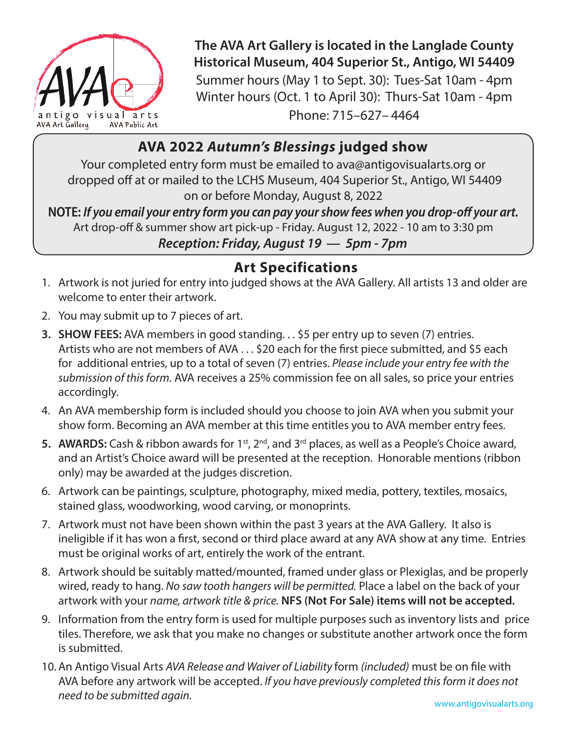AVA
antigo visual arts
AVA Art Gallery AVA Public Art

**The AVA Art Gallery is located in the Langlade County Historical Museum, 404 Superior St., Antigo, WI 54409**

Summer hours (May 1 to Sept. 30): Tues-Sat 10am - 4pm

Winter hours (Oct. 1 to April 30): Thurs-Sat 10am - 4pm

Phone: 715–627– 4464

## AVA 2022 *Autumn's Blessings* judged show

Your completed entry form must be emailed to ava@antigovisualarts.org or dropped off at or mailed to the LCHS Museum, 404 Superior St., Antigo, WI 54409 on or before Monday, August 8, 2022

**NOTE: *If you email your entry form you can pay your show fees when you drop-off your art.***

Art drop-off & summer show art pick-up - Friday. August 12, 2022 - 10 am to 3:30 pm

***Reception: Friday, August 19 — 5pm - 7pm***

## Art Specifications

1. Artwork is not juried for entry into judged shows at the AVA Gallery. All artists 13 and older are welcome to enter their artwork.
2. You may submit up to 7 pieces of art.
3. **SHOW FEES:** AVA members in good standing. . . $5 per entry up to seven (7) entries. Artists who are not members of AVA . . . $20 each for the first piece submitted, and $5 each for additional entries, up to a total of seven (7) entries. *Please include your entry fee with the submission of this form.* AVA receives a 25% commission fee on all sales, so price your entries accordingly.
4. An AVA membership form is included should you choose to join AVA when you submit your show form. Becoming an AVA member at this time entitles you to AVA member entry fees.
5. **AWARDS:** Cash & ribbon awards for 1st, 2nd, and 3rd places, as well as a People's Choice award, and an Artist's Choice award will be presented at the reception. Honorable mentions (ribbon only) may be awarded at the judges discretion.
6. Artwork can be paintings, sculpture, photography, mixed media, pottery, textiles, mosaics, stained glass, woodworking, wood carving, or monoprints.
7. Artwork must not have been shown within the past 3 years at the AVA Gallery. It also is ineligible if it has won a first, second or third place award at any AVA show at any time. Entries must be original works of art, entirely the work of the entrant.
8. Artwork should be suitably matted/mounted, framed under glass or Plexiglas, and be properly wired, ready to hang. *No saw tooth hangers will be permitted.* Place a label on the back of your artwork with your *name, artwork title & price.* **NFS (Not For Sale) items will not be accepted.**
9. Information from the entry form is used for multiple purposes such as inventory lists and price tiles. Therefore, we ask that you make no changes or substitute another artwork once the form is submitted.
10. An Antigo Visual Arts *AVA Release and Waiver of Liability* form *(included)* must be on file with AVA before any artwork will be accepted. *If you have previously completed this form it does not need to be submitted again.*

www.antigovisualarts.org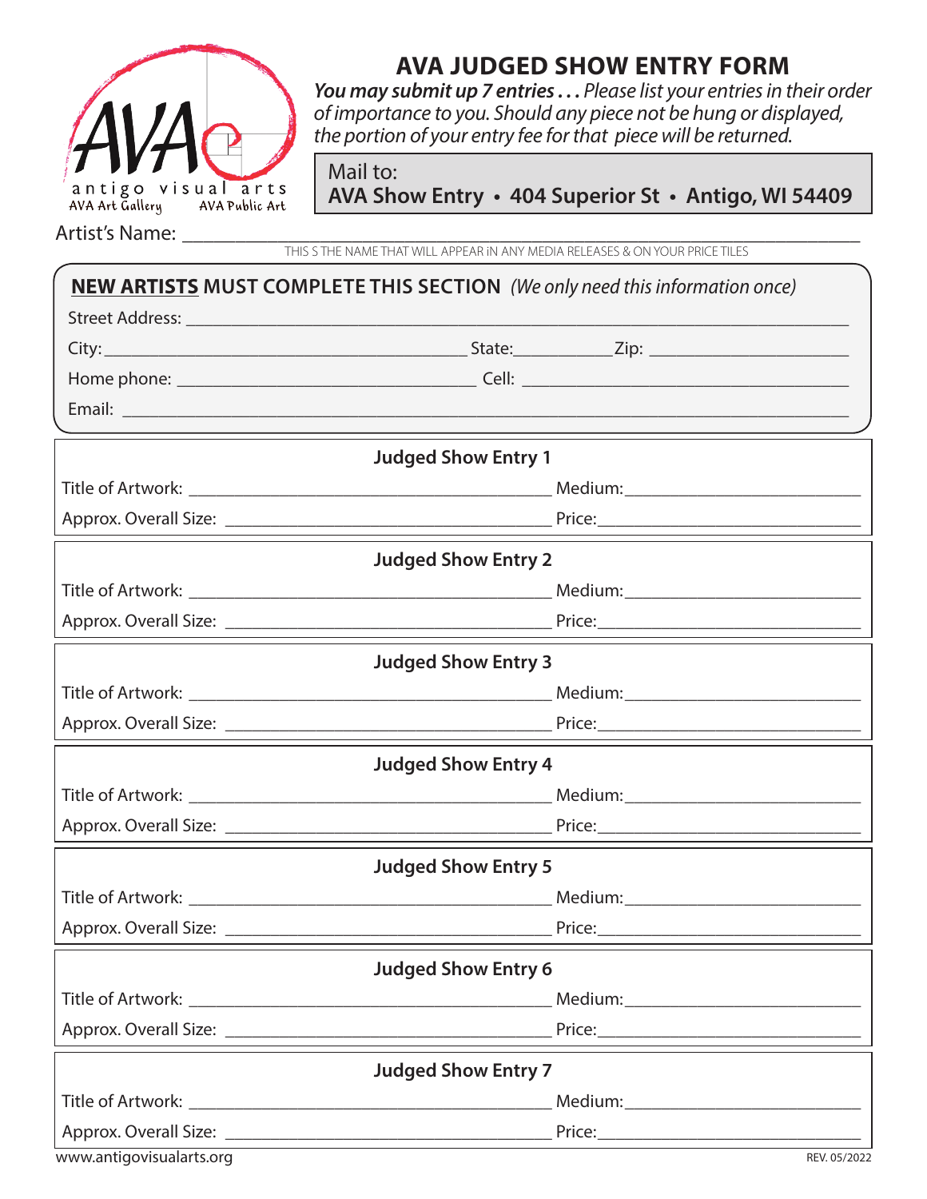# AVA JUDGED SHOW ENTRY FORM

***You may submit up 7 entries . . .*** *Please list your entries in their order of importance to you. Should any piece not be hung or displayed, the portion of your entry fee for that piece will be returned.*

Mail to:
**AVA Show Entry • 404 Superior St • Antigo, WI 54409**

antigo visual arts
AVA Art Gallery AVA Public Art

Artist's Name: ________________________________________________

THIS S THE NAME THAT WILL APPEAR iN ANY MEDIA RELEASES & ON YOUR PRICE TILES

## NEW ARTISTS MUST COMPLETE THIS SECTION *(We only need this information once)*

Street Address: ________________________________________________

City: ______________________ State: __________ Zip: ______________

Home phone: ______________________ Cell: ______________________

Email: ________________________________________________

### Judged Show Entry 1

Title of Artwork: ______________________ Medium: ______________

Approx. Overall Size: ______________________ Price: ______________

### Judged Show Entry 2

Title of Artwork: ______________________ Medium: ______________

Approx. Overall Size: ______________________ Price: ______________

### Judged Show Entry 3

Title of Artwork: ______________________ Medium: ______________

Approx. Overall Size: ______________________ Price: ______________

### Judged Show Entry 4

Title of Artwork: ______________________ Medium: ______________

Approx. Overall Size: ______________________ Price: ______________

### Judged Show Entry 5

Title of Artwork: ______________________ Medium: ______________

Approx. Overall Size: ______________________ Price: ______________

### Judged Show Entry 6

Title of Artwork: ______________________ Medium: ______________

Approx. Overall Size: ______________________ Price: ______________

### Judged Show Entry 7

Title of Artwork: ______________________ Medium: ______________

Approx. Overall Size: ______________________ Price: ______________

www.antigovisualarts.org

REV. 05/2022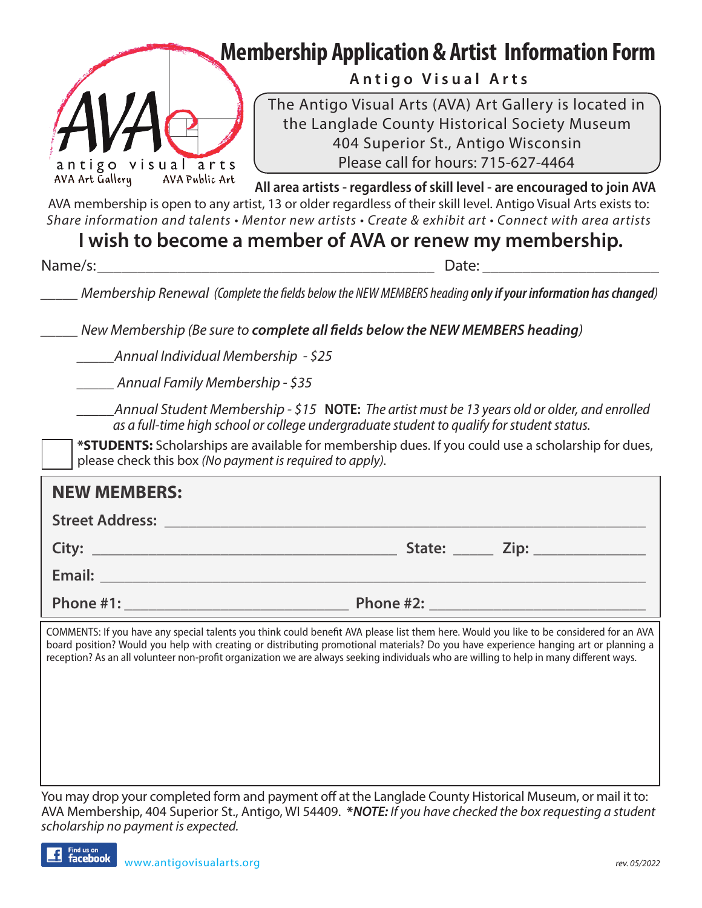# Membership Application & Artist Information Form

**Antigo Visual Arts**

antigo visual arts
AVA Art Gallery AVA Public Art

The Antigo Visual Arts (AVA) Art Gallery is located in the Langlade County Historical Society Museum
404 Superior St., Antigo Wisconsin
Please call for hours: 715-627-4464

**All area artists - regardless of skill level - are encouraged to join AVA**

AVA membership is open to any artist, 13 or older regardless of their skill level. Antigo Visual Arts exists to:
*Share information and talents • Mentor new artists • Create & exhibit art • Connect with area artists*

## I wish to become a member of AVA or renew my membership.

Name/s:_______________________________________________ Date: _______________________

_____ *Membership Renewal (Complete the fields below the NEW MEMBERS heading **only if your information has changed**)*

_____ *New Membership (Be sure to **complete all fields below the NEW MEMBERS heading**)*

_____ *Annual Individual Membership - $25*

_____ *Annual Family Membership - $35*

_____ *Annual Student Membership - $15* **NOTE:** *The artist must be 13 years old or older, and enrolled as a full-time high school or college undergraduate student to qualify for student status.*

☐ **\*STUDENTS:** Scholarships are available for membership dues. If you could use a scholarship for dues, please check this box *(No payment is required to apply)*.

**NEW MEMBERS:**

**Street Address:** _______________________________________________________________

**City:** ______________________________________ **State:** _____ **Zip:** _____________

**Email:** ________________________________________________________________________

**Phone #1:** ___________________________ **Phone #2:** ___________________________

COMMENTS: If you have any special talents you think could benefit AVA please list them here. Would you like to be considered for an AVA board position? Would you help with creating or distributing promotional materials? Do you have experience hanging art or planning a reception? As an all volunteer non-profit organization we are always seeking individuals who are willing to help in many different ways.

You may drop your completed form and payment off at the Langlade County Historical Museum, or mail it to: AVA Membership, 404 Superior St., Antigo, WI 54409. ***\*NOTE:** If you have checked the box requesting a student scholarship no payment is expected.*

Find us on facebook www.antigovisualarts.org

*rev. 05/2022*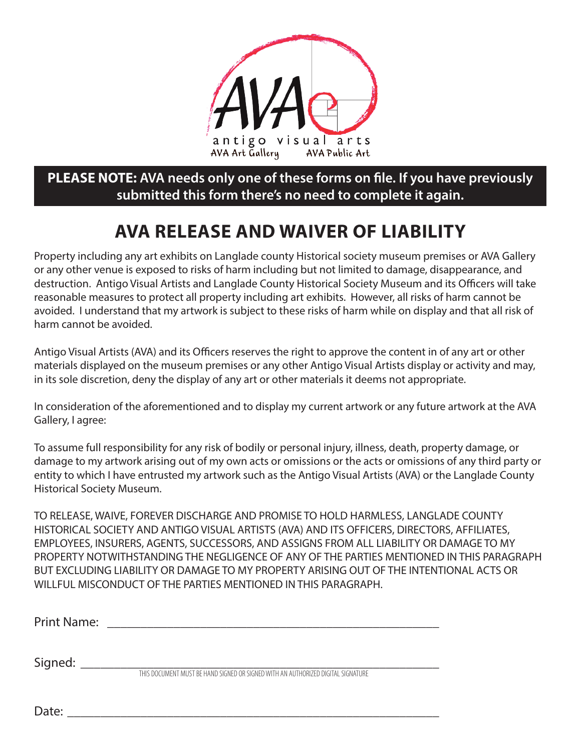AVA

antigo visual arts

AVA Art Gallery AVA Public Art

**PLEASE NOTE: AVA needs only one of these forms on file. If you have previously submitted this form there's no need to complete it again.**

# AVA RELEASE AND WAIVER OF LIABILITY

Property including any art exhibits on Langlade county Historical society museum premises or AVA Gallery or any other venue is exposed to risks of harm including but not limited to damage, disappearance, and destruction. Antigo Visual Artists and Langlade County Historical Society Museum and its Officers will take reasonable measures to protect all property including art exhibits. However, all risks of harm cannot be avoided. I understand that my artwork is subject to these risks of harm while on display and that all risk of harm cannot be avoided.

Antigo Visual Artists (AVA) and its Officers reserves the right to approve the content in of any art or other materials displayed on the museum premises or any other Antigo Visual Artists display or activity and may, in its sole discretion, deny the display of any art or other materials it deems not appropriate.

In consideration of the aforementioned and to display my current artwork or any future artwork at the AVA Gallery, I agree:

To assume full responsibility for any risk of bodily or personal injury, illness, death, property damage, or damage to my artwork arising out of my own acts or omissions or the acts or omissions of any third party or entity to which I have entrusted my artwork such as the Antigo Visual Artists (AVA) or the Langlade County Historical Society Museum.

TO RELEASE, WAIVE, FOREVER DISCHARGE AND PROMISE TO HOLD HARMLESS, LANGLADE COUNTY HISTORICAL SOCIETY AND ANTIGO VISUAL ARTISTS (AVA) AND ITS OFFICERS, DIRECTORS, AFFILIATES, EMPLOYEES, INSURERS, AGENTS, SUCCESSORS, AND ASSIGNS FROM ALL LIABILITY OR DAMAGE TO MY PROPERTY NOTWITHSTANDING THE NEGLIGENCE OF ANY OF THE PARTIES MENTIONED IN THIS PARAGRAPH BUT EXCLUDING LIABILITY OR DAMAGE TO MY PROPERTY ARISING OUT OF THE INTENTIONAL ACTS OR WILLFUL MISCONDUCT OF THE PARTIES MENTIONED IN THIS PARAGRAPH.

Print Name: ______________________________________________________

Signed: __________________________________________________________

THIS DOCUMENT MUST BE HAND SIGNED OR SIGNED WITH AN AUTHORIZED DIGITAL SIGNATURE

Date: ____________________________________________________________